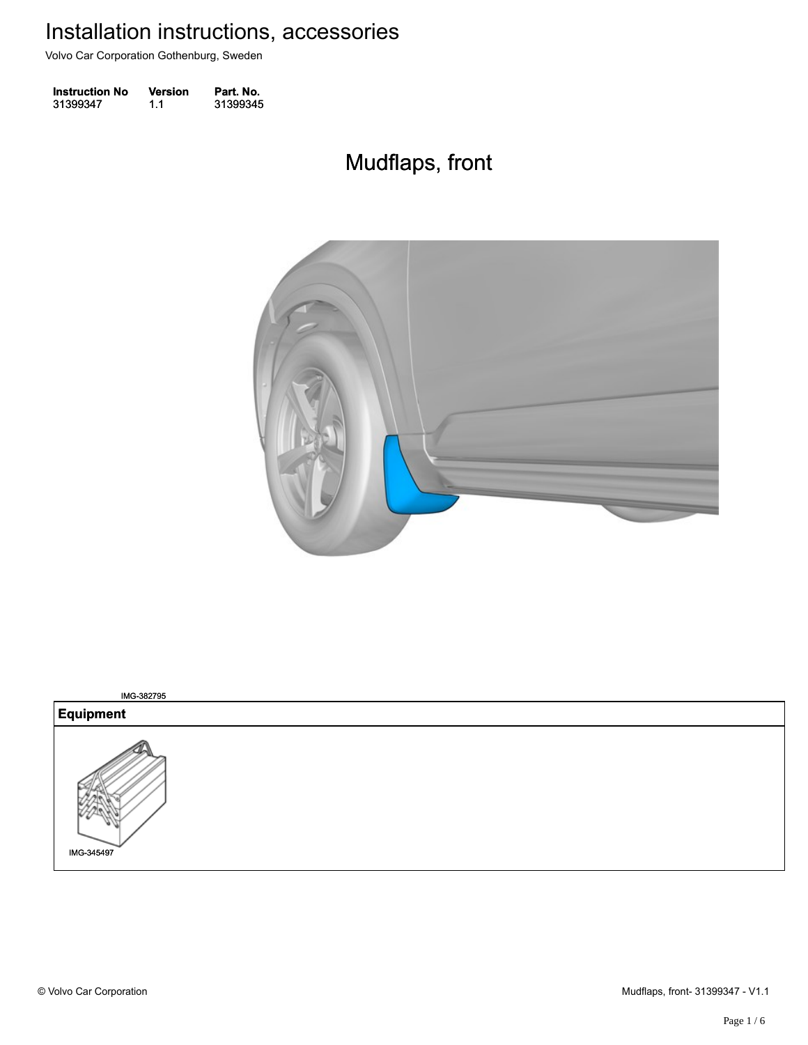# Installation instructions, accessories

Volvo Car Corporation Gothenburg, Sweden

| Instruction No | Version | Part. No. |
| --- | --- | --- |
| 31399347 | 1.1 | 31399345 |

## Mudflaps, front

IMG-382795

| Equipment |
| --- |
| IMG-345497 |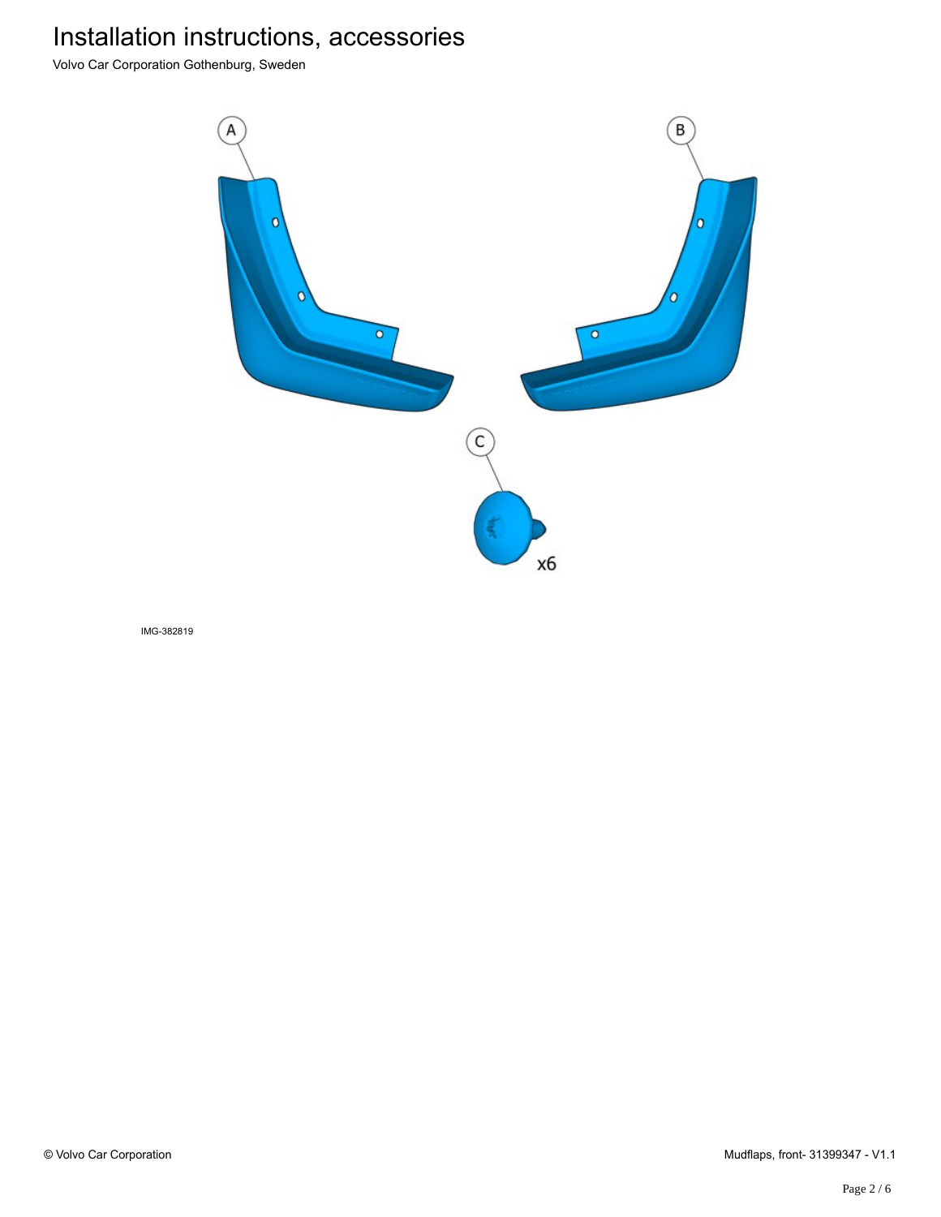# Installation instructions, accessories

Volvo Car Corporation Gothenburg, Sweden

A

B

C

x6

IMG-382819

© Volvo Car Corporation

Mudflaps, front- 31399347 - V1.1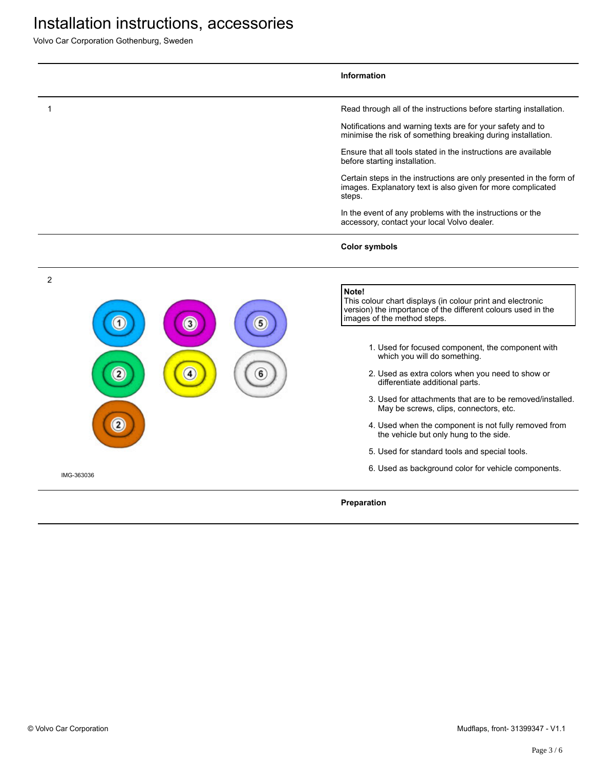# Installation instructions, accessories

Volvo Car Corporation Gothenburg, Sweden

## Information

1

Read through all of the instructions before starting installation.

Notifications and warning texts are for your safety and to minimise the risk of something breaking during installation.

Ensure that all tools stated in the instructions are available before starting installation.

Certain steps in the instructions are only presented in the form of images. Explanatory text is also given for more complicated steps.

In the event of any problems with the instructions or the accessory, contact your local Volvo dealer.

## Color symbols

2

IMG-363036

> **Note!**
> This colour chart displays (in colour print and electronic version) the importance of the different colours used in the images of the method steps.

1. Used for focused component, the component with which you will do something.
2. Used as extra colors when you need to show or differentiate additional parts.
3. Used for attachments that are to be removed/installed. May be screws, clips, connectors, etc.
4. Used when the component is not fully removed from the vehicle but only hung to the side.
5. Used for standard tools and special tools.
6. Used as background color for vehicle components.

## Preparation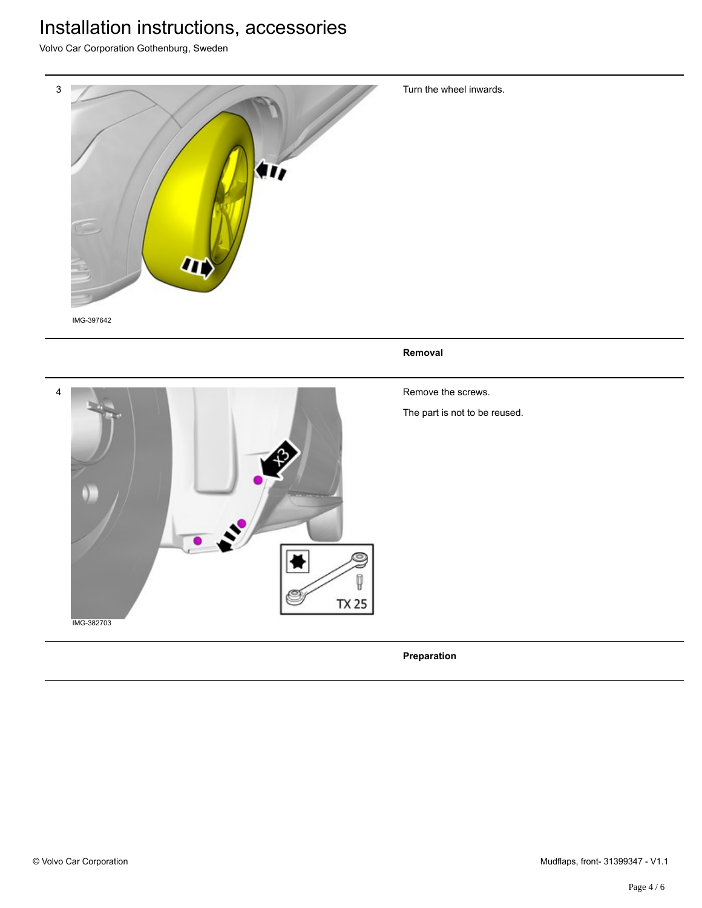3

IMG-397642

Turn the wheel inwards.

**Removal**

4

IMG-382703

Remove the screws.

The part is not to be reused.

**Preparation**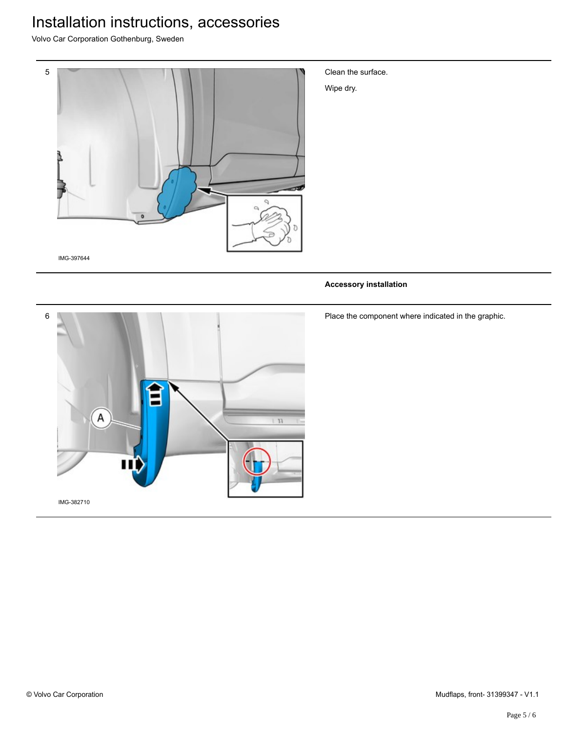5

IMG-397644

Clean the surface.

Wipe dry.

**Accessory installation**

6

A

IMG-382710

Place the component where indicated in the graphic.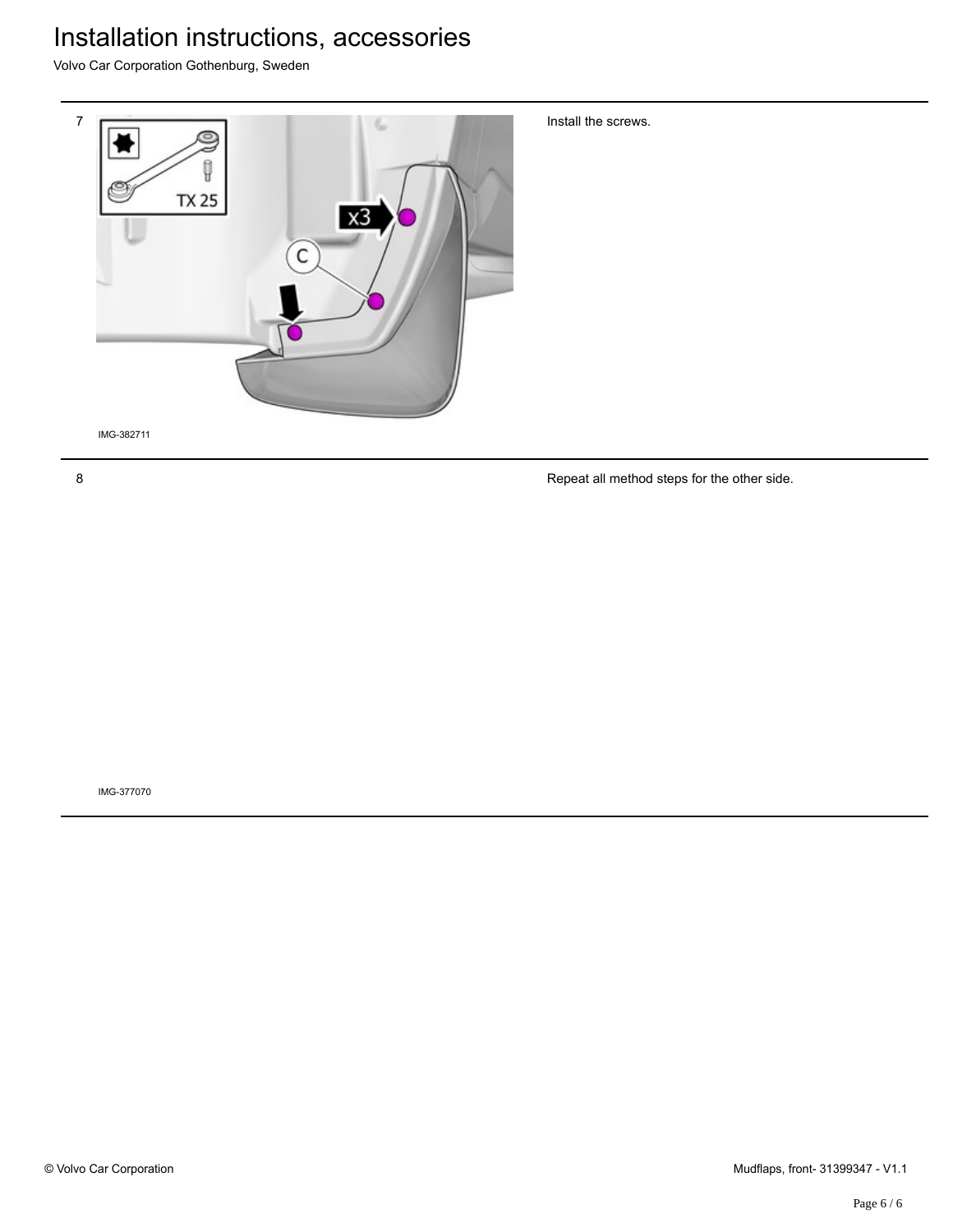| | | |
|---|---|---|
| 7 | IMG-382711 | Install the screws. |
| 8 | IMG-377070 | Repeat all method steps for the other side. |